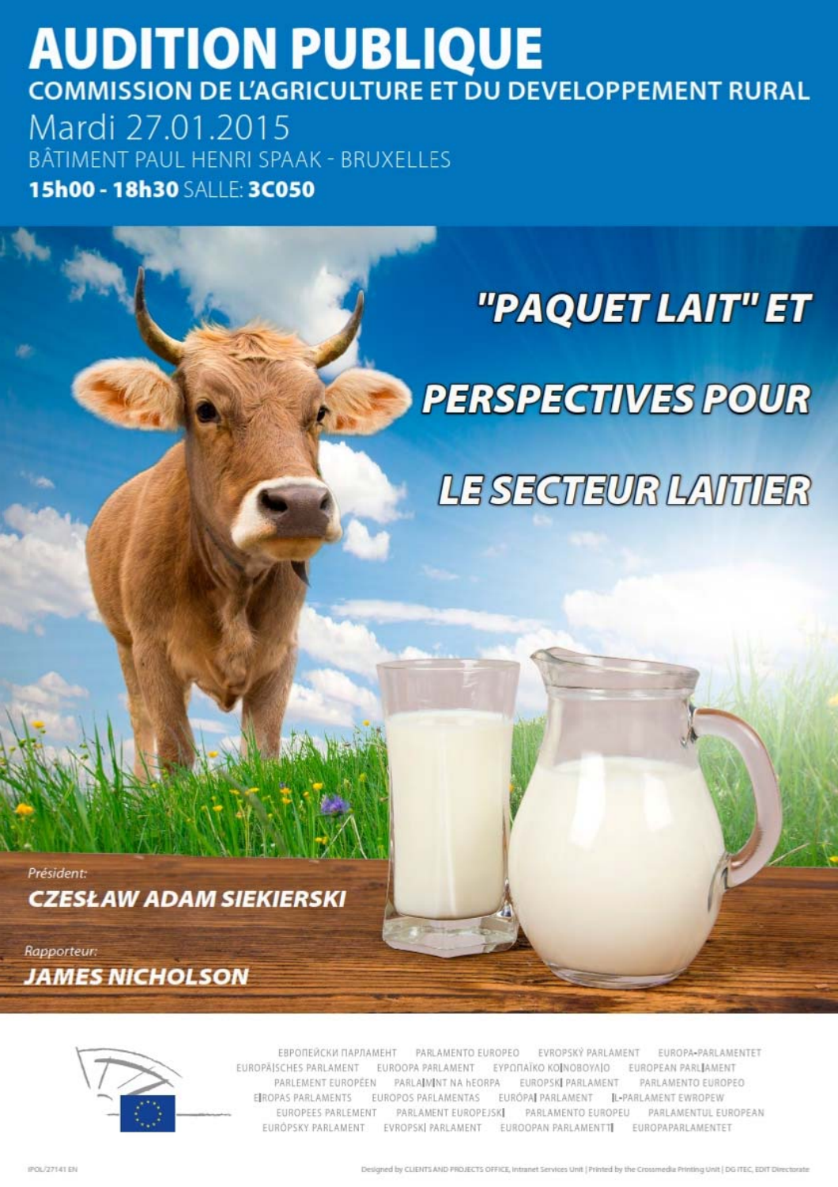# AUDITION PUBLIQUE

## COMMISSION DE L'AGRICULTURE ET DU DEVELOPPEMENT RURAL

Mardi 27.01.2015

BÂTIMENT PAUL HENRI SPAAK - BRUXELLES

**15h00 - 18h30** SALLE: **3C050**

# "PAQUET LAIT" ET PERSPECTIVES POUR LE SECTEUR LAITIER

*Président:*

***CZESŁAW ADAM SIEKIERSKI***

*Rapporteur:*

***JAMES NICHOLSON***

ЕВРОПЕЙСКИ ПАРЛАМЕНТ PARLAMENTO EUROPEO EVROPSKÝ PARLAMENT EUROPA-PARLAMENTET EUROPÄISCHES PARLAMENT EUROOPA PARLAMENT ΕΥΡΩΠΑΪΚΟ ΚΟΙΝΟΒΟΥΛΙΟ EUROPEAN PARLIAMENT PARLEMENT EUROPÉEN PARLAIMINT NA hEORPA EUROPSKI PARLAMENT PARLAMENTO EUROPEO EIROPAS PARLAMENTS EUROPOS PARLAMENTAS EURÓPAI PARLAMENT IL-PARLAMENT EWROPEW EUROPEES PARLEMENT PARLAMENT EUROPEJSKI PARLAMENTO EUROPEU PARLAMENTUL EUROPEAN EURÓPSKY PARLAMENT EVROPSKI PARLAMENT EUROOPAN PARLAMENTTI EUROPAPARLAMENTET

IPOL/27141 EN

Designed by CLIENTS AND PROJECTS OFFICE, Intranet Services Unit | Printed by the Crossmedia Printing Unit | DG ITEC, EDIT Directorate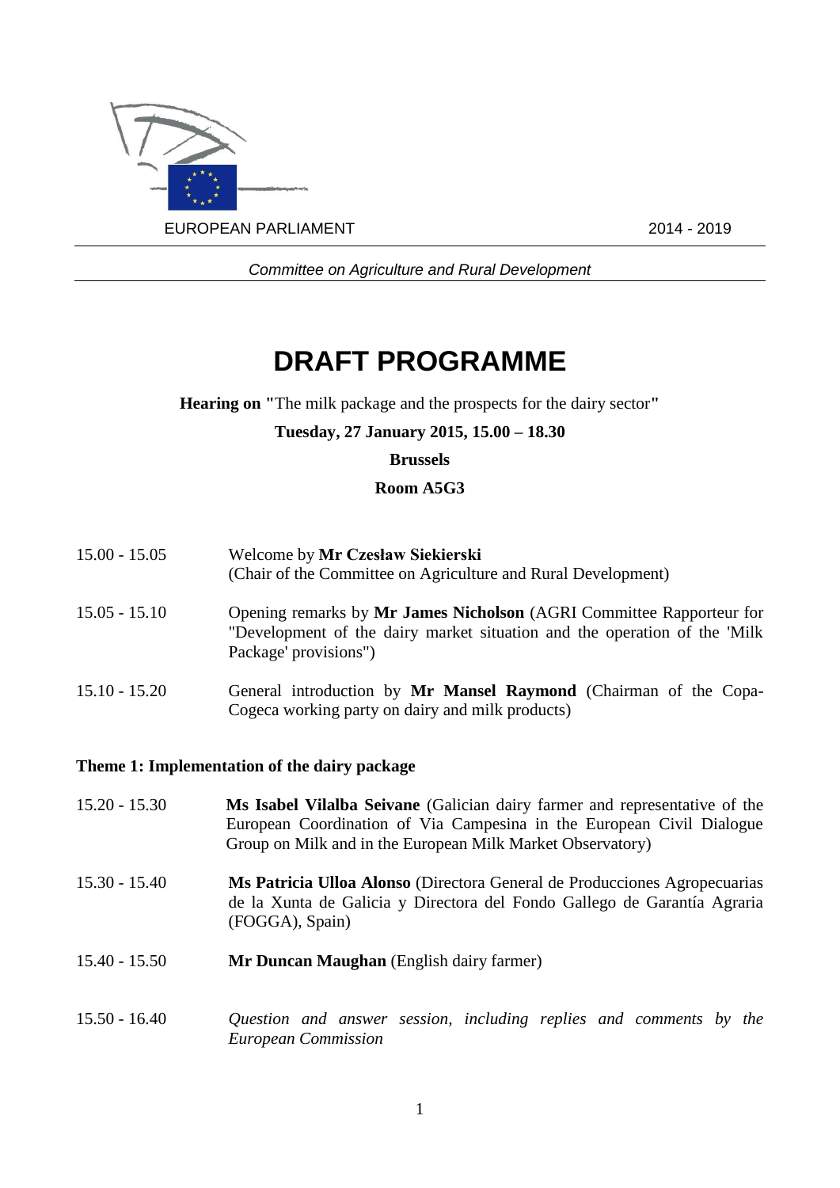EUROPEAN PARLIAMENT 2014 - 2019

*Committee on Agriculture and Rural Development*

# DRAFT PROGRAMME

**Hearing on "**The milk package and the prospects for the dairy sector**"**

**Tuesday, 27 January 2015, 15.00 – 18.30**

**Brussels**

**Room A5G3**

15.00 - 15.05 Welcome by **Mr Czesław Siekierski** (Chair of the Committee on Agriculture and Rural Development)

15.05 - 15.10 Opening remarks by **Mr James Nicholson** (AGRI Committee Rapporteur for "Development of the dairy market situation and the operation of the 'Milk Package' provisions")

15.10 - 15.20 General introduction by **Mr Mansel Raymond** (Chairman of the Copa-Cogeca working party on dairy and milk products)

**Theme 1: Implementation of the dairy package**

15.20 - 15.30 **Ms Isabel Vilalba Seivane** (Galician dairy farmer and representative of the European Coordination of Via Campesina in the European Civil Dialogue Group on Milk and in the European Milk Market Observatory)

15.30 - 15.40 **Ms Patricia Ulloa Alonso** (Directora General de Producciones Agropecuarias de la Xunta de Galicia y Directora del Fondo Gallego de Garantía Agraria (FOGGA), Spain)

15.40 - 15.50 **Mr Duncan Maughan** (English dairy farmer)

15.50 - 16.40 *Question and answer session, including replies and comments by the European Commission*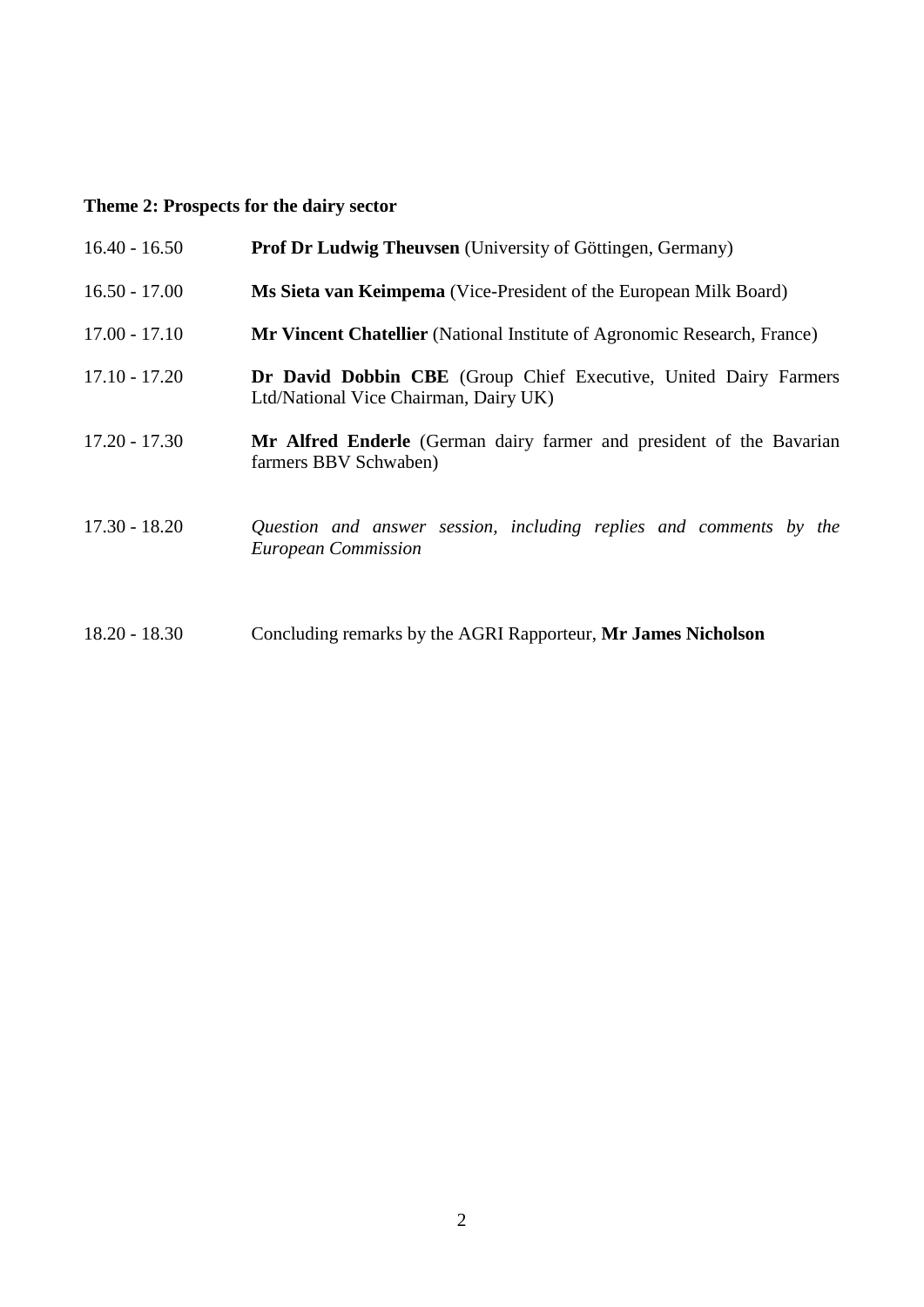**Theme 2: Prospects for the dairy sector**

| | |
|---|---|
| 16.40 - 16.50 | **Prof Dr Ludwig Theuvsen** (University of Göttingen, Germany) |
| 16.50 - 17.00 | **Ms Sieta van Keimpema** (Vice-President of the European Milk Board) |
| 17.00 - 17.10 | **Mr Vincent Chatellier** (National Institute of Agronomic Research, France) |
| 17.10 - 17.20 | **Dr David Dobbin CBE** (Group Chief Executive, United Dairy Farmers Ltd/National Vice Chairman, Dairy UK) |
| 17.20 - 17.30 | **Mr Alfred Enderle** (German dairy farmer and president of the Bavarian farmers BBV Schwaben) |
| 17.30 - 18.20 | *Question and answer session, including replies and comments by the European Commission* |
| 18.20 - 18.30 | Concluding remarks by the AGRI Rapporteur, **Mr James Nicholson** |